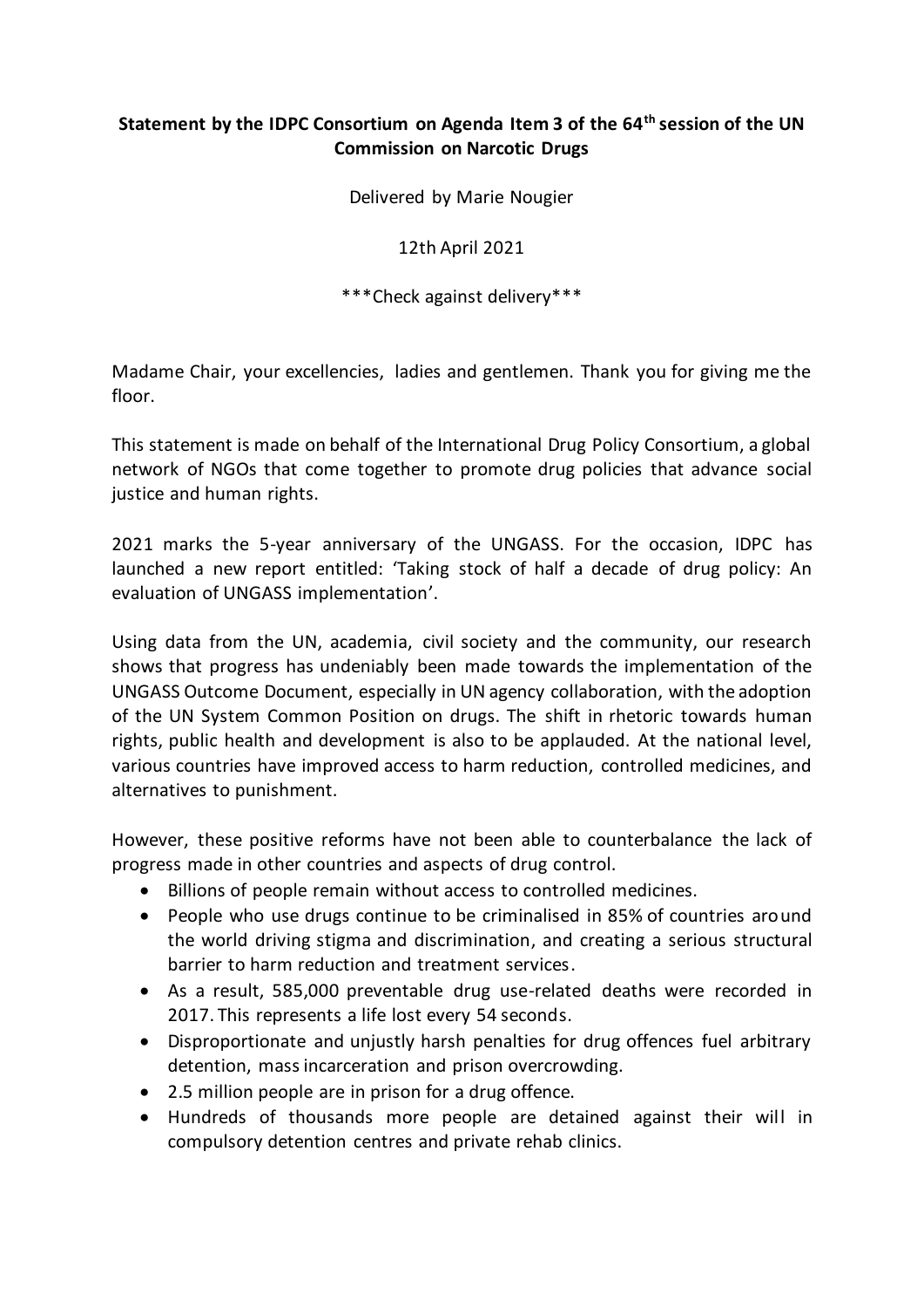**Statement by the IDPC Consortium on Agenda Item 3 of the 64th session of the UN Commission on Narcotic Drugs**

Delivered by Marie Nougier

12th April 2021

***Check against delivery***

Madame Chair, your excellencies, ladies and gentlemen. Thank you for giving me the floor.

This statement is made on behalf of the International Drug Policy Consortium, a global network of NGOs that come together to promote drug policies that advance social justice and human rights.

2021 marks the 5-year anniversary of the UNGASS. For the occasion, IDPC has launched a new report entitled: 'Taking stock of half a decade of drug policy: An evaluation of UNGASS implementation'.

Using data from the UN, academia, civil society and the community, our research shows that progress has undeniably been made towards the implementation of the UNGASS Outcome Document, especially in UN agency collaboration, with the adoption of the UN System Common Position on drugs. The shift in rhetoric towards human rights, public health and development is also to be applauded. At the national level, various countries have improved access to harm reduction, controlled medicines, and alternatives to punishment.

However, these positive reforms have not been able to counterbalance the lack of progress made in other countries and aspects of drug control.

- Billions of people remain without access to controlled medicines.
- People who use drugs continue to be criminalised in 85% of countries around the world driving stigma and discrimination, and creating a serious structural barrier to harm reduction and treatment services.
- As a result, 585,000 preventable drug use-related deaths were recorded in 2017. This represents a life lost every 54 seconds.
- Disproportionate and unjustly harsh penalties for drug offences fuel arbitrary detention, mass incarceration and prison overcrowding.
- 2.5 million people are in prison for a drug offence.
- Hundreds of thousands more people are detained against their will in compulsory detention centres and private rehab clinics.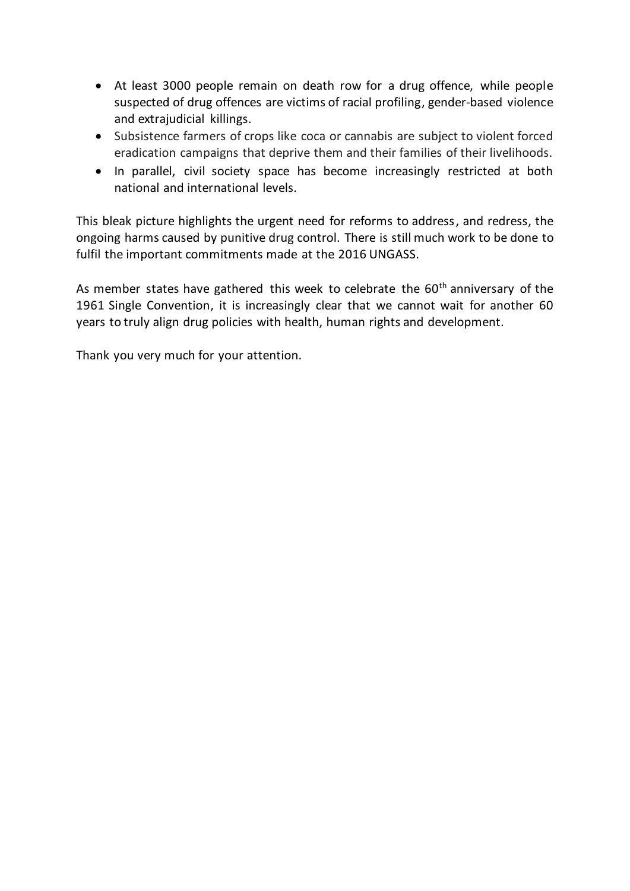- At least 3000 people remain on death row for a drug offence, while people suspected of drug offences are victims of racial profiling, gender-based violence and extrajudicial killings.
- Subsistence farmers of crops like coca or cannabis are subject to violent forced eradication campaigns that deprive them and their families of their livelihoods.
- In parallel, civil society space has become increasingly restricted at both national and international levels.

This bleak picture highlights the urgent need for reforms to address, and redress, the ongoing harms caused by punitive drug control. There is still much work to be done to fulfil the important commitments made at the 2016 UNGASS.

As member states have gathered this week to celebrate the 60th anniversary of the 1961 Single Convention, it is increasingly clear that we cannot wait for another 60 years to truly align drug policies with health, human rights and development.

Thank you very much for your attention.